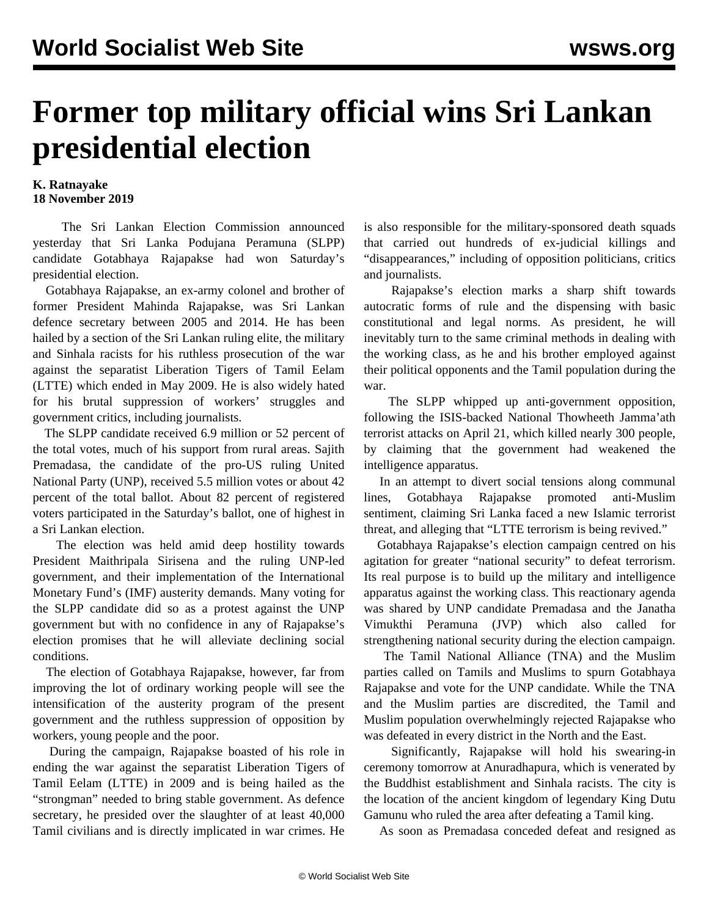# Former top military official wins Sri Lankan presidential election

**K. Ratnayake**
**18 November 2019**

The Sri Lankan Election Commission announced yesterday that Sri Lanka Podujana Peramuna (SLPP) candidate Gotabhaya Rajapakse had won Saturday's presidential election.

Gotabhaya Rajapakse, an ex-army colonel and brother of former President Mahinda Rajapakse, was Sri Lankan defence secretary between 2005 and 2014. He has been hailed by a section of the Sri Lankan ruling elite, the military and Sinhala racists for his ruthless prosecution of the war against the separatist Liberation Tigers of Tamil Eelam (LTTE) which ended in May 2009. He is also widely hated for his brutal suppression of workers' struggles and government critics, including journalists.

The SLPP candidate received 6.9 million or 52 percent of the total votes, much of his support from rural areas. Sajith Premadasa, the candidate of the pro-US ruling United National Party (UNP), received 5.5 million votes or about 42 percent of the total ballot. About 82 percent of registered voters participated in the Saturday's ballot, one of highest in a Sri Lankan election.

The election was held amid deep hostility towards President Maithripala Sirisena and the ruling UNP-led government, and their implementation of the International Monetary Fund's (IMF) austerity demands. Many voting for the SLPP candidate did so as a protest against the UNP government but with no confidence in any of Rajapakse's election promises that he will alleviate declining social conditions.

The election of Gotabhaya Rajapakse, however, far from improving the lot of ordinary working people will see the intensification of the austerity program of the present government and the ruthless suppression of opposition by workers, young people and the poor.

During the campaign, Rajapakse boasted of his role in ending the war against the separatist Liberation Tigers of Tamil Eelam (LTTE) in 2009 and is being hailed as the "strongman" needed to bring stable government. As defence secretary, he presided over the slaughter of at least 40,000 Tamil civilians and is directly implicated in war crimes. He is also responsible for the military-sponsored death squads that carried out hundreds of ex-judicial killings and "disappearances," including of opposition politicians, critics and journalists.

Rajapakse's election marks a sharp shift towards autocratic forms of rule and the dispensing with basic constitutional and legal norms. As president, he will inevitably turn to the same criminal methods in dealing with the working class, as he and his brother employed against their political opponents and the Tamil population during the war.

The SLPP whipped up anti-government opposition, following the ISIS-backed National Thowheeth Jamma'ath terrorist attacks on April 21, which killed nearly 300 people, by claiming that the government had weakened the intelligence apparatus.

In an attempt to divert social tensions along communal lines, Gotabhaya Rajapakse promoted anti-Muslim sentiment, claiming Sri Lanka faced a new Islamic terrorist threat, and alleging that "LTTE terrorism is being revived."

Gotabhaya Rajapakse's election campaign centred on his agitation for greater "national security" to defeat terrorism. Its real purpose is to build up the military and intelligence apparatus against the working class. This reactionary agenda was shared by UNP candidate Premadasa and the Janatha Vimukthi Peramuna (JVP) which also called for strengthening national security during the election campaign.

The Tamil National Alliance (TNA) and the Muslim parties called on Tamils and Muslims to spurn Gotabhaya Rajapakse and vote for the UNP candidate. While the TNA and the Muslim parties are discredited, the Tamil and Muslim population overwhelmingly rejected Rajapakse who was defeated in every district in the North and the East.

Significantly, Rajapakse will hold his swearing-in ceremony tomorrow at Anuradhapura, which is venerated by the Buddhist establishment and Sinhala racists. The city is the location of the ancient kingdom of legendary King Dutu Gamunu who ruled the area after defeating a Tamil king.

As soon as Premadasa conceded defeat and resigned as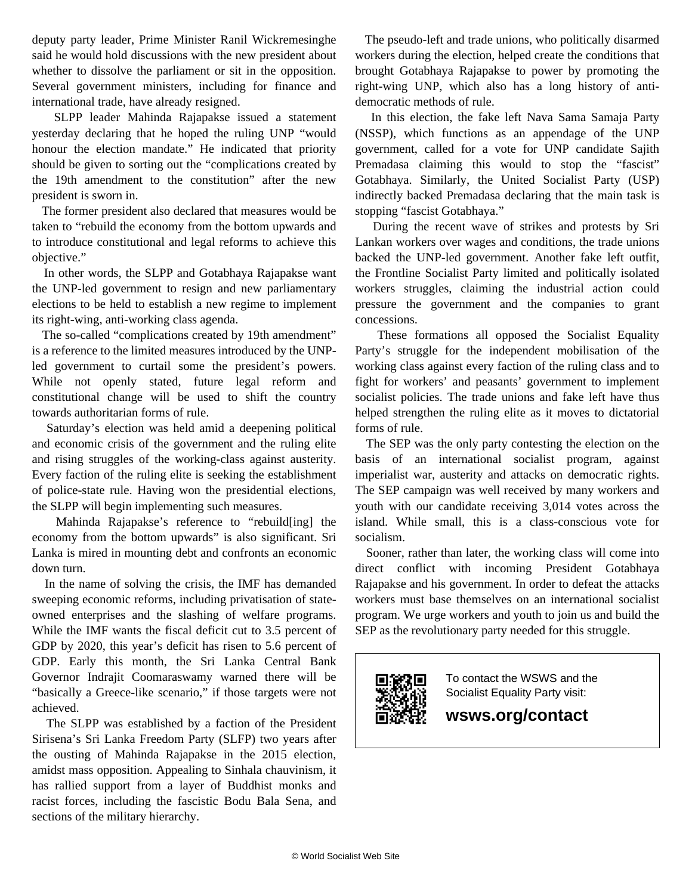deputy party leader, Prime Minister Ranil Wickremesinghe said he would hold discussions with the new president about whether to dissolve the parliament or sit in the opposition. Several government ministers, including for finance and international trade, have already resigned.

SLPP leader Mahinda Rajapakse issued a statement yesterday declaring that he hoped the ruling UNP "would honour the election mandate." He indicated that priority should be given to sorting out the "complications created by the 19th amendment to the constitution" after the new president is sworn in.

The former president also declared that measures would be taken to "rebuild the economy from the bottom upwards and to introduce constitutional and legal reforms to achieve this objective."

In other words, the SLPP and Gotabhaya Rajapakse want the UNP-led government to resign and new parliamentary elections to be held to establish a new regime to implement its right-wing, anti-working class agenda.

The so-called "complications created by 19th amendment" is a reference to the limited measures introduced by the UNP-led government to curtail some the president's powers. While not openly stated, future legal reform and constitutional change will be used to shift the country towards authoritarian forms of rule.

Saturday's election was held amid a deepening political and economic crisis of the government and the ruling elite and rising struggles of the working-class against austerity. Every faction of the ruling elite is seeking the establishment of police-state rule. Having won the presidential elections, the SLPP will begin implementing such measures.

Mahinda Rajapakse's reference to "rebuild[ing] the economy from the bottom upwards" is also significant. Sri Lanka is mired in mounting debt and confronts an economic down turn.

In the name of solving the crisis, the IMF has demanded sweeping economic reforms, including privatisation of state-owned enterprises and the slashing of welfare programs. While the IMF wants the fiscal deficit cut to 3.5 percent of GDP by 2020, this year's deficit has risen to 5.6 percent of GDP. Early this month, the Sri Lanka Central Bank Governor Indrajit Coomaraswamy warned there will be "basically a Greece-like scenario," if those targets were not achieved.

The SLPP was established by a faction of the President Sirisena's Sri Lanka Freedom Party (SLFP) two years after the ousting of Mahinda Rajapakse in the 2015 election, amidst mass opposition. Appealing to Sinhala chauvinism, it has rallied support from a layer of Buddhist monks and racist forces, including the fascistic Bodu Bala Sena, and sections of the military hierarchy.

The pseudo-left and trade unions, who politically disarmed workers during the election, helped create the conditions that brought Gotabhaya Rajapakse to power by promoting the right-wing UNP, which also has a long history of anti-democratic methods of rule.

In this election, the fake left Nava Sama Samaja Party (NSSP), which functions as an appendage of the UNP government, called for a vote for UNP candidate Sajith Premadasa claiming this would to stop the "fascist" Gotabhaya. Similarly, the United Socialist Party (USP) indirectly backed Premadasa declaring that the main task is stopping "fascist Gotabhaya."

During the recent wave of strikes and protests by Sri Lankan workers over wages and conditions, the trade unions backed the UNP-led government. Another fake left outfit, the Frontline Socialist Party limited and politically isolated workers struggles, claiming the industrial action could pressure the government and the companies to grant concessions.

These formations all opposed the Socialist Equality Party's struggle for the independent mobilisation of the working class against every faction of the ruling class and to fight for workers' and peasants' government to implement socialist policies. The trade unions and fake left have thus helped strengthen the ruling elite as it moves to dictatorial forms of rule.

The SEP was the only party contesting the election on the basis of an international socialist program, against imperialist war, austerity and attacks on democratic rights. The SEP campaign was well received by many workers and youth with our candidate receiving 3,014 votes across the island. While small, this is a class-conscious vote for socialism.

Sooner, rather than later, the working class will come into direct conflict with incoming President Gotabhaya Rajapakse and his government. In order to defeat the attacks workers must base themselves on an international socialist program. We urge workers and youth to join us and build the SEP as the revolutionary party needed for this struggle.

To contact the WSWS and the Socialist Equality Party visit:

**wsws.org/contact**